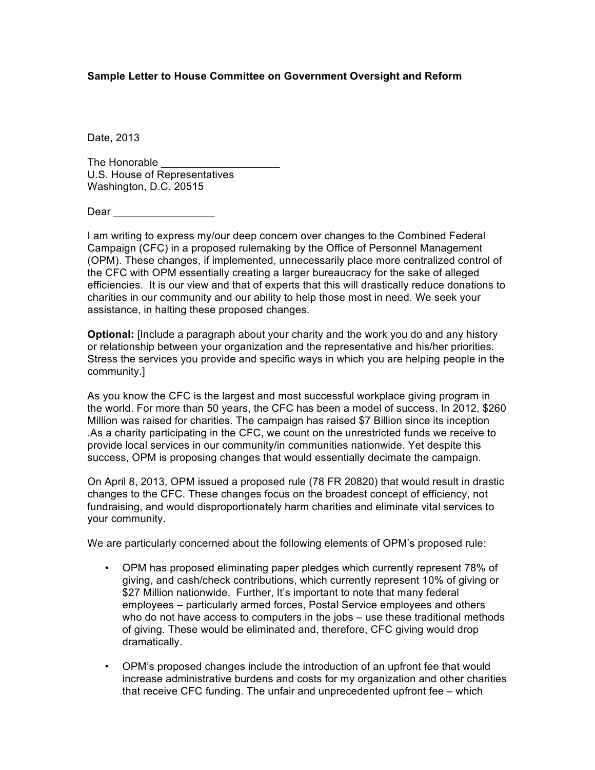**Sample Letter to House Committee on Government Oversight and Reform**

Date, 2013

The Honorable ____________________
U.S. House of Representatives
Washington, D.C. 20515

Dear _________________

I am writing to express my/our deep concern over changes to the Combined Federal Campaign (CFC) in a proposed rulemaking by the Office of Personnel Management (OPM). These changes, if implemented, unnecessarily place more centralized control of the CFC with OPM essentially creating a larger bureaucracy for the sake of alleged efficiencies. It is our view and that of experts that this will drastically reduce donations to charities in our community and our ability to help those most in need. We seek your assistance, in halting these proposed changes.

**Optional:** [Include a paragraph about your charity and the work you do and any history or relationship between your organization and the representative and his/her priorities. Stress the services you provide and specific ways in which you are helping people in the community.]

As you know the CFC is the largest and most successful workplace giving program in the world. For more than 50 years, the CFC has been a model of success. In 2012, $260 Million was raised for charities. The campaign has raised $7 Billion since its inception .As a charity participating in the CFC, we count on the unrestricted funds we receive to provide local services in our community/in communities nationwide. Yet despite this success, OPM is proposing changes that would essentially decimate the campaign.

On April 8, 2013, OPM issued a proposed rule (78 FR 20820) that would result in drastic changes to the CFC. These changes focus on the broadest concept of efficiency, not fundraising, and would disproportionately harm charities and eliminate vital services to your community.

We are particularly concerned about the following elements of OPM's proposed rule:

- OPM has proposed eliminating paper pledges which currently represent 78% of giving, and cash/check contributions, which currently represent 10% of giving or $27 Million nationwide. Further, It's important to note that many federal employees – particularly armed forces, Postal Service employees and others who do not have access to computers in the jobs – use these traditional methods of giving. These would be eliminated and, therefore, CFC giving would drop dramatically.

- OPM's proposed changes include the introduction of an upfront fee that would increase administrative burdens and costs for my organization and other charities that receive CFC funding. The unfair and unprecedented upfront fee – which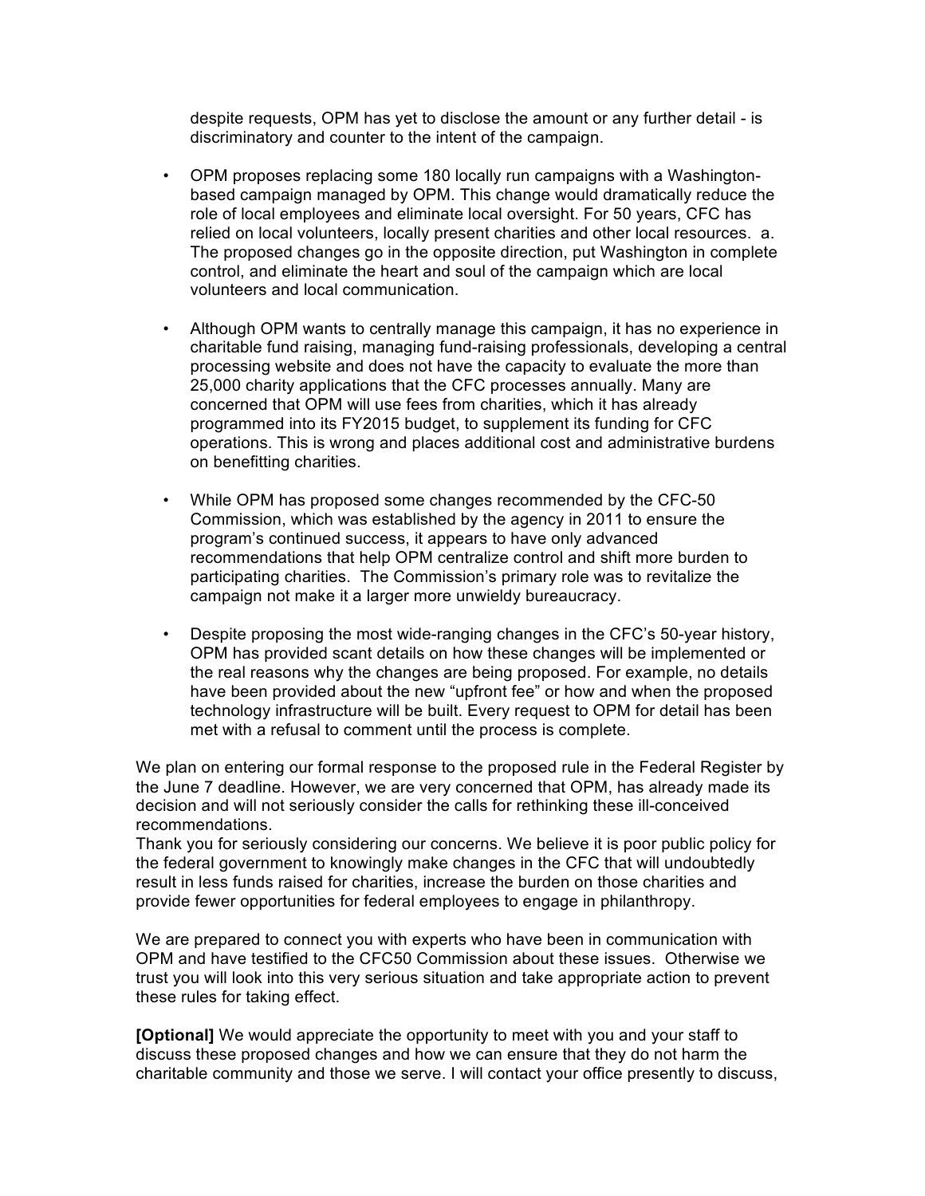despite requests, OPM has yet to disclose the amount or any further detail - is discriminatory and counter to the intent of the campaign.

- OPM proposes replacing some 180 locally run campaigns with a Washington-based campaign managed by OPM. This change would dramatically reduce the role of local employees and eliminate local oversight. For 50 years, CFC has relied on local volunteers, locally present charities and other local resources. a. The proposed changes go in the opposite direction, put Washington in complete control, and eliminate the heart and soul of the campaign which are local volunteers and local communication.

- Although OPM wants to centrally manage this campaign, it has no experience in charitable fund raising, managing fund-raising professionals, developing a central processing website and does not have the capacity to evaluate the more than 25,000 charity applications that the CFC processes annually. Many are concerned that OPM will use fees from charities, which it has already programmed into its FY2015 budget, to supplement its funding for CFC operations. This is wrong and places additional cost and administrative burdens on benefitting charities.

- While OPM has proposed some changes recommended by the CFC-50 Commission, which was established by the agency in 2011 to ensure the program's continued success, it appears to have only advanced recommendations that help OPM centralize control and shift more burden to participating charities. The Commission's primary role was to revitalize the campaign not make it a larger more unwieldy bureaucracy.

- Despite proposing the most wide-ranging changes in the CFC's 50-year history, OPM has provided scant details on how these changes will be implemented or the real reasons why the changes are being proposed. For example, no details have been provided about the new "upfront fee" or how and when the proposed technology infrastructure will be built. Every request to OPM for detail has been met with a refusal to comment until the process is complete.

We plan on entering our formal response to the proposed rule in the Federal Register by the June 7 deadline. However, we are very concerned that OPM, has already made its decision and will not seriously consider the calls for rethinking these ill-conceived recommendations.
Thank you for seriously considering our concerns. We believe it is poor public policy for the federal government to knowingly make changes in the CFC that will undoubtedly result in less funds raised for charities, increase the burden on those charities and provide fewer opportunities for federal employees to engage in philanthropy.

We are prepared to connect you with experts who have been in communication with OPM and have testified to the CFC50 Commission about these issues. Otherwise we trust you will look into this very serious situation and take appropriate action to prevent these rules for taking effect.

**[Optional]** We would appreciate the opportunity to meet with you and your staff to discuss these proposed changes and how we can ensure that they do not harm the charitable community and those we serve. I will contact your office presently to discuss,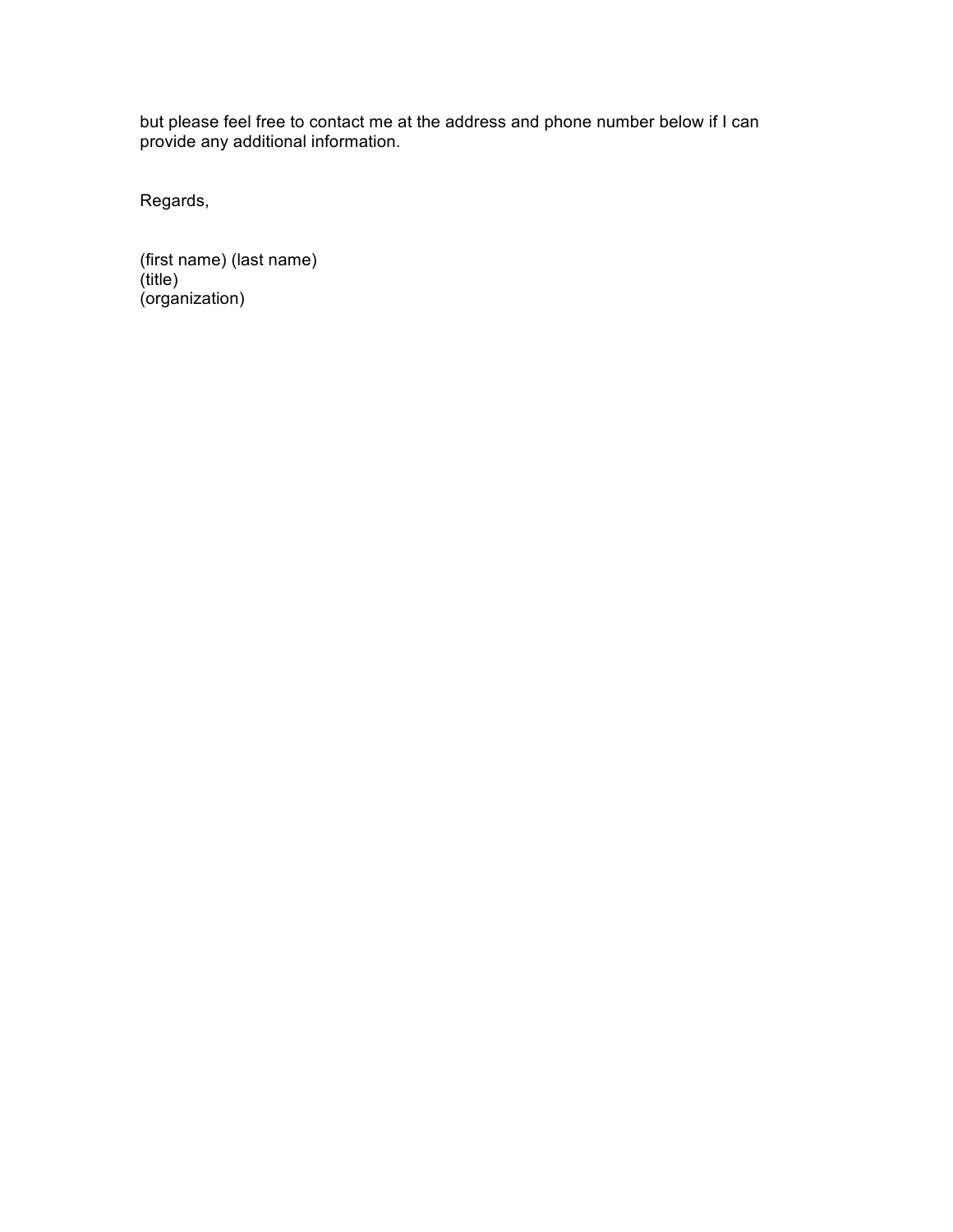but please feel free to contact me at the address and phone number below if I can provide any additional information.

Regards,

(first name) (last name)
(title)
(organization)